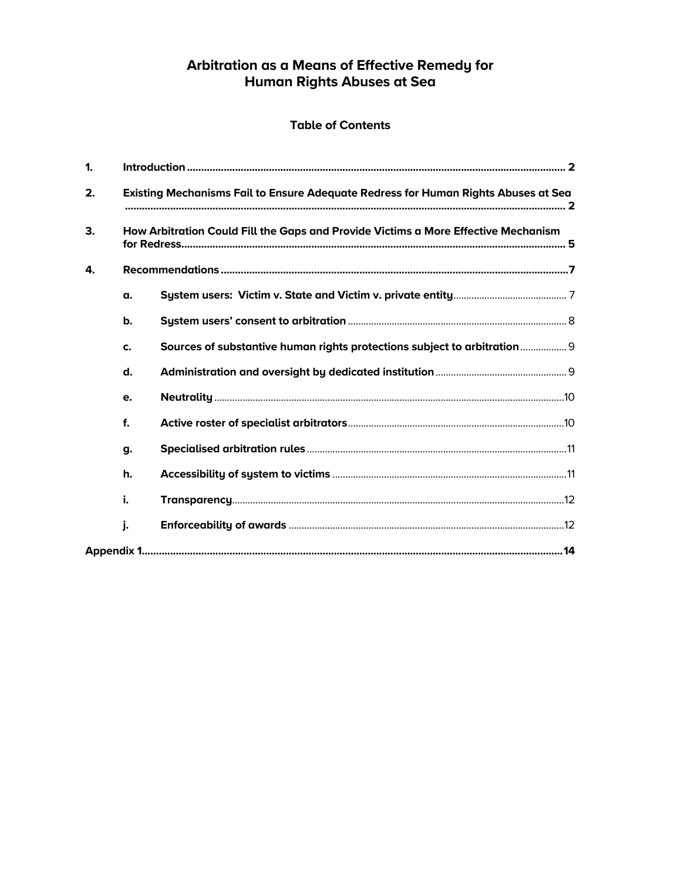# Arbitration as a Means of Effective Remedy for Human Rights Abuses at Sea

## Table of Contents

1. **Introduction** ..... 2
2. **Existing Mechanisms Fail to Ensure Adequate Redress for Human Rights Abuses at Sea** ..... 2
3. **How Arbitration Could Fill the Gaps and Provide Victims a More Effective Mechanism for Redress** ..... 5
4. **Recommendations** ..... 7
   - a. **System users: Victim v. State and Victim v. private entity** ..... 7
   - b. **System users' consent to arbitration** ..... 8
   - c. **Sources of substantive human rights protections subject to arbitration** ..... 9
   - d. **Administration and oversight by dedicated institution** ..... 9
   - e. **Neutrality** ..... 10
   - f. **Active roster of specialist arbitrators** ..... 10
   - g. **Specialised arbitration rules** ..... 11
   - h. **Accessibility of system to victims** ..... 11
   - i. **Transparency** ..... 12
   - j. **Enforceability of awards** ..... 12

**Appendix 1** ..... 14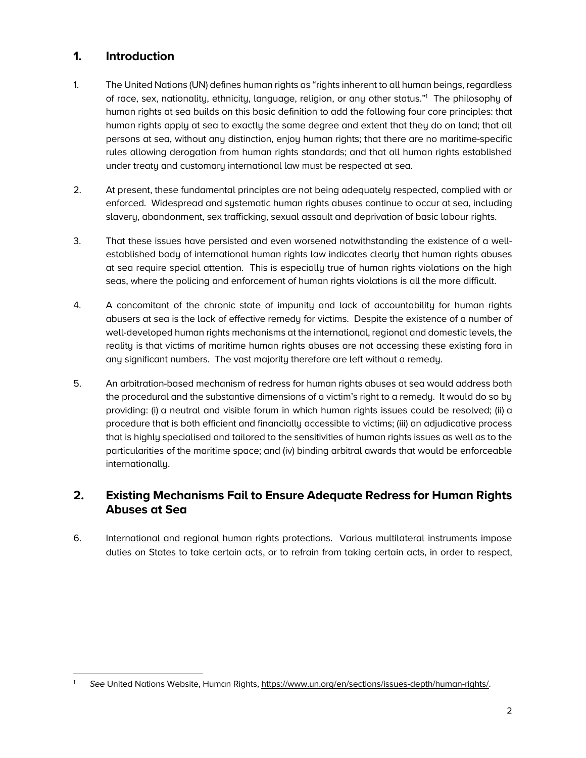## 1. Introduction

1. The United Nations (UN) defines human rights as "rights inherent to all human beings, regardless of race, sex, nationality, ethnicity, language, religion, or any other status."[1] The philosophy of human rights at sea builds on this basic definition to add the following four core principles: that human rights apply at sea to exactly the same degree and extent that they do on land; that all persons at sea, without any distinction, enjoy human rights; that there are no maritime-specific rules allowing derogation from human rights standards; and that all human rights established under treaty and customary international law must be respected at sea.

2. At present, these fundamental principles are not being adequately respected, complied with or enforced. Widespread and systematic human rights abuses continue to occur at sea, including slavery, abandonment, sex trafficking, sexual assault and deprivation of basic labour rights.

3. That these issues have persisted and even worsened notwithstanding the existence of a well-established body of international human rights law indicates clearly that human rights abuses at sea require special attention. This is especially true of human rights violations on the high seas, where the policing and enforcement of human rights violations is all the more difficult.

4. A concomitant of the chronic state of impunity and lack of accountability for human rights abusers at sea is the lack of effective remedy for victims. Despite the existence of a number of well-developed human rights mechanisms at the international, regional and domestic levels, the reality is that victims of maritime human rights abuses are not accessing these existing fora in any significant numbers. The vast majority therefore are left without a remedy.

5. An arbitration-based mechanism of redress for human rights abuses at sea would address both the procedural and the substantive dimensions of a victim's right to a remedy. It would do so by providing: (i) a neutral and visible forum in which human rights issues could be resolved; (ii) a procedure that is both efficient and financially accessible to victims; (iii) an adjudicative process that is highly specialised and tailored to the sensitivities of human rights issues as well as to the particularities of the maritime space; and (iv) binding arbitral awards that would be enforceable internationally.

## 2. Existing Mechanisms Fail to Ensure Adequate Redress for Human Rights Abuses at Sea

6. International and regional human rights protections. Various multilateral instruments impose duties on States to take certain acts, or to refrain from taking certain acts, in order to respect,

---

[1] *See* United Nations Website, Human Rights, https://www.un.org/en/sections/issues-depth/human-rights/.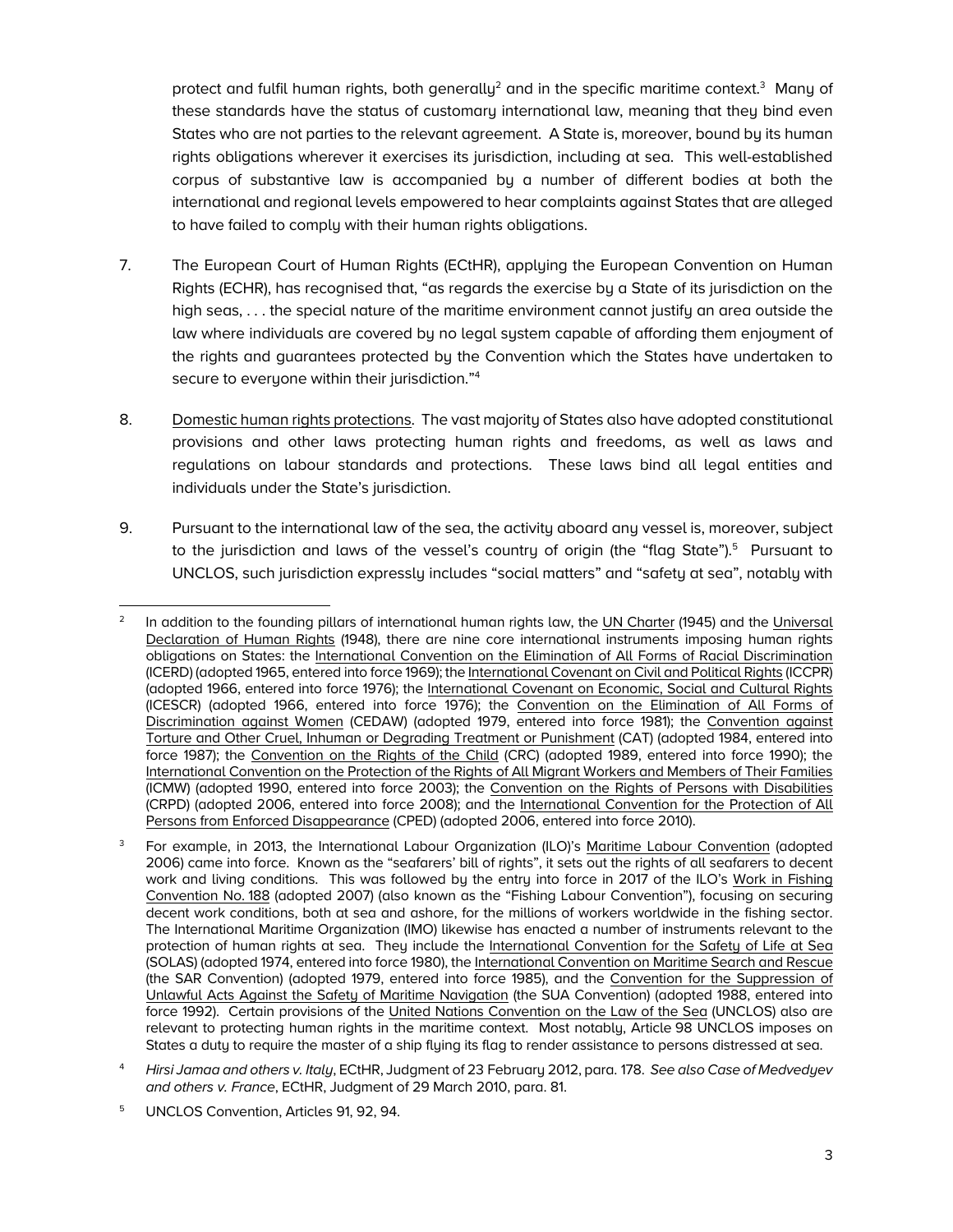protect and fulfil human rights, both generally[2] and in the specific maritime context.[3] Many of these standards have the status of customary international law, meaning that they bind even States who are not parties to the relevant agreement. A State is, moreover, bound by its human rights obligations wherever it exercises its jurisdiction, including at sea. This well-established corpus of substantive law is accompanied by a number of different bodies at both the international and regional levels empowered to hear complaints against States that are alleged to have failed to comply with their human rights obligations.

7. The European Court of Human Rights (ECtHR), applying the European Convention on Human Rights (ECHR), has recognised that, "as regards the exercise by a State of its jurisdiction on the high seas, . . . the special nature of the maritime environment cannot justify an area outside the law where individuals are covered by no legal system capable of affording them enjoyment of the rights and guarantees protected by the Convention which the States have undertaken to secure to everyone within their jurisdiction."[4]

8. Domestic human rights protections. The vast majority of States also have adopted constitutional provisions and other laws protecting human rights and freedoms, as well as laws and regulations on labour standards and protections. These laws bind all legal entities and individuals under the State's jurisdiction.

9. Pursuant to the international law of the sea, the activity aboard any vessel is, moreover, subject to the jurisdiction and laws of the vessel's country of origin (the "flag State").[5] Pursuant to UNCLOS, such jurisdiction expressly includes "social matters" and "safety at sea", notably with

---

[2] In addition to the founding pillars of international human rights law, the UN Charter (1945) and the Universal Declaration of Human Rights (1948), there are nine core international instruments imposing human rights obligations on States: the International Convention on the Elimination of All Forms of Racial Discrimination (ICERD) (adopted 1965, entered into force 1969); the International Covenant on Civil and Political Rights (ICCPR) (adopted 1966, entered into force 1976); the International Covenant on Economic, Social and Cultural Rights (ICESCR) (adopted 1966, entered into force 1976); the Convention on the Elimination of All Forms of Discrimination against Women (CEDAW) (adopted 1979, entered into force 1981); the Convention against Torture and Other Cruel, Inhuman or Degrading Treatment or Punishment (CAT) (adopted 1984, entered into force 1987); the Convention on the Rights of the Child (CRC) (adopted 1989, entered into force 1990); the International Convention on the Protection of the Rights of All Migrant Workers and Members of Their Families (ICMW) (adopted 1990, entered into force 2003); the Convention on the Rights of Persons with Disabilities (CRPD) (adopted 2006, entered into force 2008); and the International Convention for the Protection of All Persons from Enforced Disappearance (CPED) (adopted 2006, entered into force 2010).

[3] For example, in 2013, the International Labour Organization (ILO)'s Maritime Labour Convention (adopted 2006) came into force. Known as the "seafarers' bill of rights", it sets out the rights of all seafarers to decent work and living conditions. This was followed by the entry into force in 2017 of the ILO's Work in Fishing Convention No. 188 (adopted 2007) (also known as the "Fishing Labour Convention"), focusing on securing decent work conditions, both at sea and ashore, for the millions of workers worldwide in the fishing sector. The International Maritime Organization (IMO) likewise has enacted a number of instruments relevant to the protection of human rights at sea. They include the International Convention for the Safety of Life at Sea (SOLAS) (adopted 1974, entered into force 1980), the International Convention on Maritime Search and Rescue (the SAR Convention) (adopted 1979, entered into force 1985), and the Convention for the Suppression of Unlawful Acts Against the Safety of Maritime Navigation (the SUA Convention) (adopted 1988, entered into force 1992). Certain provisions of the United Nations Convention on the Law of the Sea (UNCLOS) also are relevant to protecting human rights in the maritime context. Most notably, Article 98 UNCLOS imposes on States a duty to require the master of a ship flying its flag to render assistance to persons distressed at sea.

[4] *Hirsi Jamaa and others v. Italy*, ECtHR, Judgment of 23 February 2012, para. 178. *See also Case of Medvedyev and others v. France*, ECtHR, Judgment of 29 March 2010, para. 81.

[5] UNCLOS Convention, Articles 91, 92, 94.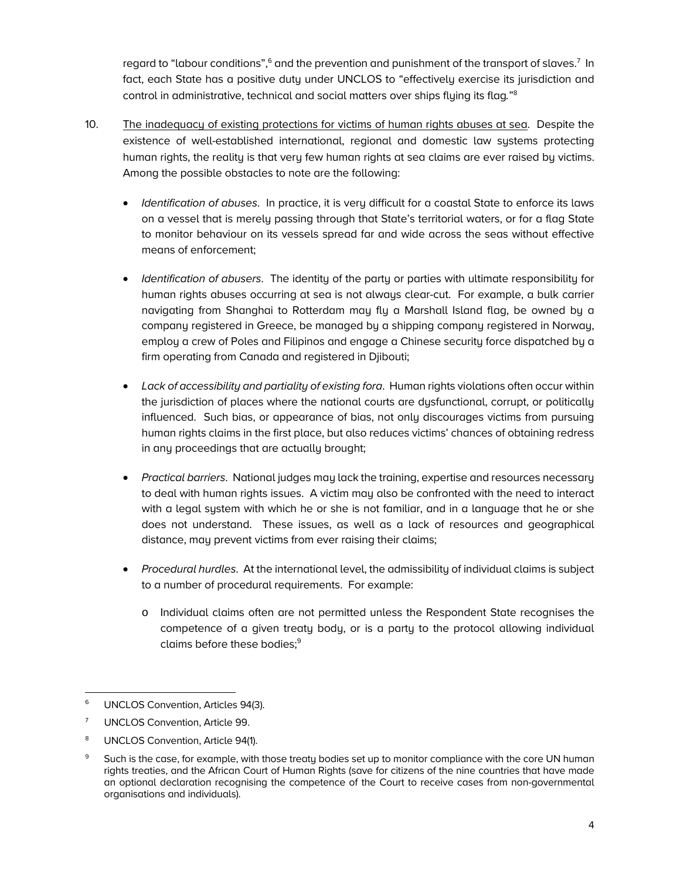regard to "labour conditions",[6] and the prevention and punishment of the transport of slaves.[7] In fact, each State has a positive duty under UNCLOS to "effectively exercise its jurisdiction and control in administrative, technical and social matters over ships flying its flag."[8]

10. The inadequacy of existing protections for victims of human rights abuses at sea. Despite the existence of well-established international, regional and domestic law systems protecting human rights, the reality is that very few human rights at sea claims are ever raised by victims. Among the possible obstacles to note are the following:

- *Identification of abuses*. In practice, it is very difficult for a coastal State to enforce its laws on a vessel that is merely passing through that State's territorial waters, or for a flag State to monitor behaviour on its vessels spread far and wide across the seas without effective means of enforcement;

- *Identification of abusers*. The identity of the party or parties with ultimate responsibility for human rights abuses occurring at sea is not always clear-cut. For example, a bulk carrier navigating from Shanghai to Rotterdam may fly a Marshall Island flag, be owned by a company registered in Greece, be managed by a shipping company registered in Norway, employ a crew of Poles and Filipinos and engage a Chinese security force dispatched by a firm operating from Canada and registered in Djibouti;

- *Lack of accessibility and partiality of existing fora*. Human rights violations often occur within the jurisdiction of places where the national courts are dysfunctional, corrupt, or politically influenced. Such bias, or appearance of bias, not only discourages victims from pursuing human rights claims in the first place, but also reduces victims' chances of obtaining redress in any proceedings that are actually brought;

- *Practical barriers*. National judges may lack the training, expertise and resources necessary to deal with human rights issues. A victim may also be confronted with the need to interact with a legal system with which he or she is not familiar, and in a language that he or she does not understand. These issues, as well as a lack of resources and geographical distance, may prevent victims from ever raising their claims;

- *Procedural hurdles*. At the international level, the admissibility of individual claims is subject to a number of procedural requirements. For example:

  - Individual claims often are not permitted unless the Respondent State recognises the competence of a given treaty body, or is a party to the protocol allowing individual claims before these bodies;[9]

---

[6] UNCLOS Convention, Articles 94(3).

[7] UNCLOS Convention, Article 99.

[8] UNCLOS Convention, Article 94(1).

[9] Such is the case, for example, with those treaty bodies set up to monitor compliance with the core UN human rights treaties, and the African Court of Human Rights (save for citizens of the nine countries that have made an optional declaration recognising the competence of the Court to receive cases from non-governmental organisations and individuals).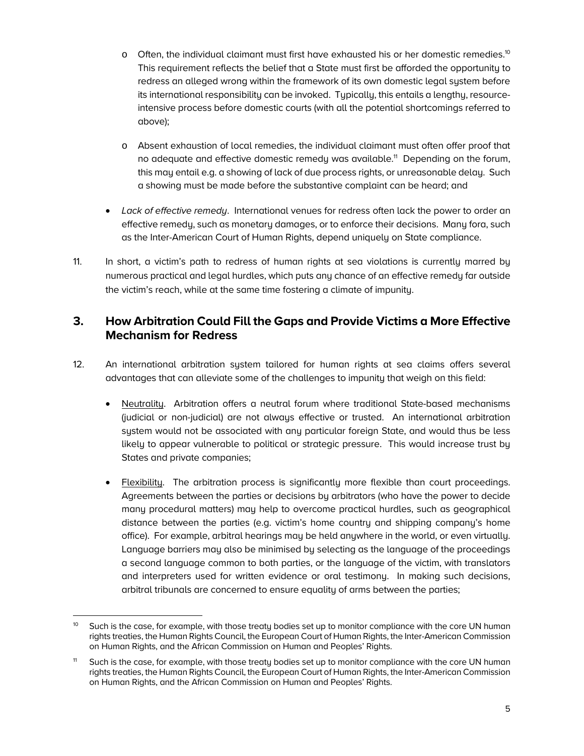- Often, the individual claimant must first have exhausted his or her domestic remedies.[10] This requirement reflects the belief that a State must first be afforded the opportunity to redress an alleged wrong within the framework of its own domestic legal system before its international responsibility can be invoked. Typically, this entails a lengthy, resource-intensive process before domestic courts (with all the potential shortcomings referred to above);

- Absent exhaustion of local remedies, the individual claimant must often offer proof that no adequate and effective domestic remedy was available.[11] Depending on the forum, this may entail e.g. a showing of lack of due process rights, or unreasonable delay. Such a showing must be made before the substantive complaint can be heard; and

- *Lack of effective remedy*. International venues for redress often lack the power to order an effective remedy, such as monetary damages, or to enforce their decisions. Many fora, such as the Inter-American Court of Human Rights, depend uniquely on State compliance.

11. In short, a victim's path to redress of human rights at sea violations is currently marred by numerous practical and legal hurdles, which puts any chance of an effective remedy far outside the victim's reach, while at the same time fostering a climate of impunity.

## 3. How Arbitration Could Fill the Gaps and Provide Victims a More Effective Mechanism for Redress

12. An international arbitration system tailored for human rights at sea claims offers several advantages that can alleviate some of the challenges to impunity that weigh on this field:

- Neutrality. Arbitration offers a neutral forum where traditional State-based mechanisms (judicial or non-judicial) are not always effective or trusted. An international arbitration system would not be associated with any particular foreign State, and would thus be less likely to appear vulnerable to political or strategic pressure. This would increase trust by States and private companies;

- Flexibility. The arbitration process is significantly more flexible than court proceedings. Agreements between the parties or decisions by arbitrators (who have the power to decide many procedural matters) may help to overcome practical hurdles, such as geographical distance between the parties (e.g. victim's home country and shipping company's home office). For example, arbitral hearings may be held anywhere in the world, or even virtually. Language barriers may also be minimised by selecting as the language of the proceedings a second language common to both parties, or the language of the victim, with translators and interpreters used for written evidence or oral testimony. In making such decisions, arbitral tribunals are concerned to ensure equality of arms between the parties;

---

[10] Such is the case, for example, with those treaty bodies set up to monitor compliance with the core UN human rights treaties, the Human Rights Council, the European Court of Human Rights, the Inter-American Commission on Human Rights, and the African Commission on Human and Peoples' Rights.

[11] Such is the case, for example, with those treaty bodies set up to monitor compliance with the core UN human rights treaties, the Human Rights Council, the European Court of Human Rights, the Inter-American Commission on Human Rights, and the African Commission on Human and Peoples' Rights.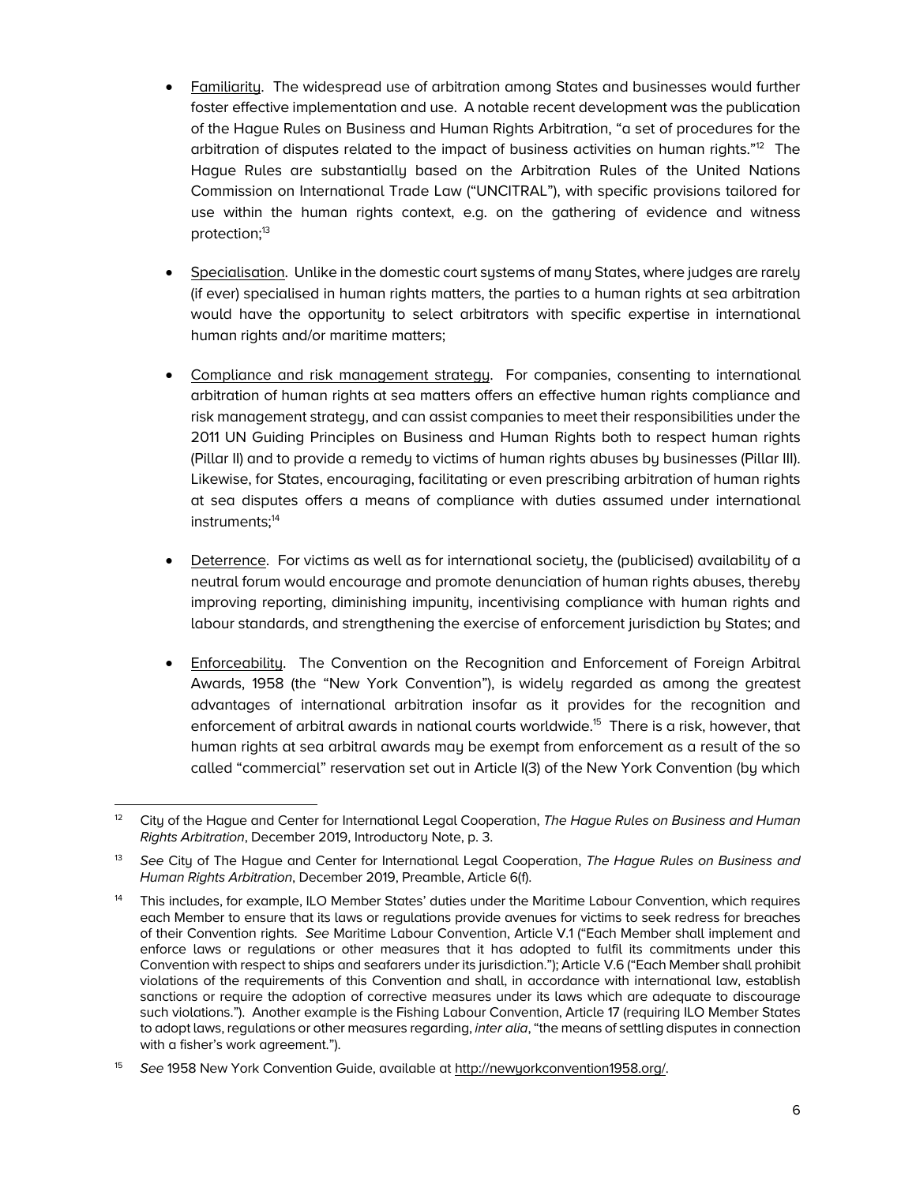- Familiarity. The widespread use of arbitration among States and businesses would further foster effective implementation and use. A notable recent development was the publication of the Hague Rules on Business and Human Rights Arbitration, "a set of procedures for the arbitration of disputes related to the impact of business activities on human rights."[12] The Hague Rules are substantially based on the Arbitration Rules of the United Nations Commission on International Trade Law ("UNCITRAL"), with specific provisions tailored for use within the human rights context, e.g. on the gathering of evidence and witness protection;[13]

- Specialisation. Unlike in the domestic court systems of many States, where judges are rarely (if ever) specialised in human rights matters, the parties to a human rights at sea arbitration would have the opportunity to select arbitrators with specific expertise in international human rights and/or maritime matters;

- Compliance and risk management strategy. For companies, consenting to international arbitration of human rights at sea matters offers an effective human rights compliance and risk management strategy, and can assist companies to meet their responsibilities under the 2011 UN Guiding Principles on Business and Human Rights both to respect human rights (Pillar II) and to provide a remedy to victims of human rights abuses by businesses (Pillar III). Likewise, for States, encouraging, facilitating or even prescribing arbitration of human rights at sea disputes offers a means of compliance with duties assumed under international instruments;[14]

- Deterrence. For victims as well as for international society, the (publicised) availability of a neutral forum would encourage and promote denunciation of human rights abuses, thereby improving reporting, diminishing impunity, incentivising compliance with human rights and labour standards, and strengthening the exercise of enforcement jurisdiction by States; and

- Enforceability. The Convention on the Recognition and Enforcement of Foreign Arbitral Awards, 1958 (the "New York Convention"), is widely regarded as among the greatest advantages of international arbitration insofar as it provides for the recognition and enforcement of arbitral awards in national courts worldwide.[15] There is a risk, however, that human rights at sea arbitral awards may be exempt from enforcement as a result of the so called "commercial" reservation set out in Article I(3) of the New York Convention (by which

---

[12] City of the Hague and Center for International Legal Cooperation, *The Hague Rules on Business and Human Rights Arbitration*, December 2019, Introductory Note, p. 3.

[13] *See* City of The Hague and Center for International Legal Cooperation, *The Hague Rules on Business and Human Rights Arbitration*, December 2019, Preamble, Article 6(f).

[14] This includes, for example, ILO Member States' duties under the Maritime Labour Convention, which requires each Member to ensure that its laws or regulations provide avenues for victims to seek redress for breaches of their Convention rights. *See* Maritime Labour Convention, Article V.1 ("Each Member shall implement and enforce laws or regulations or other measures that it has adopted to fulfil its commitments under this Convention with respect to ships and seafarers under its jurisdiction."); Article V.6 ("Each Member shall prohibit violations of the requirements of this Convention and shall, in accordance with international law, establish sanctions or require the adoption of corrective measures under its laws which are adequate to discourage such violations."). Another example is the Fishing Labour Convention, Article 17 (requiring ILO Member States to adopt laws, regulations or other measures regarding, *inter alia*, "the means of settling disputes in connection with a fisher's work agreement.").

[15] *See* 1958 New York Convention Guide, available at http://newyorkconvention1958.org/.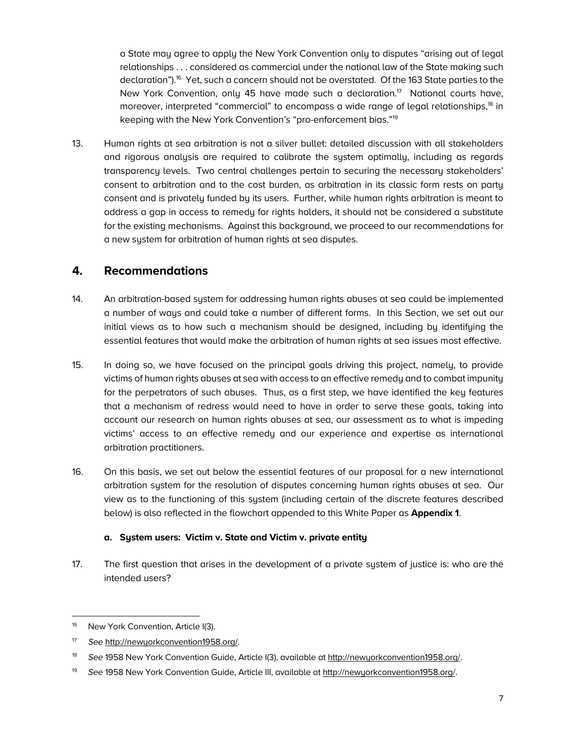a State may agree to apply the New York Convention only to disputes "arising out of legal relationships . . . considered as commercial under the national law of the State making such declaration").[16] Yet, such a concern should not be overstated. Of the 163 State parties to the New York Convention, only 45 have made such a declaration.[17] National courts have, moreover, interpreted "commercial" to encompass a wide range of legal relationships,[18] in keeping with the New York Convention's "pro-enforcement bias."[19]

13. Human rights at sea arbitration is not a silver bullet: detailed discussion with all stakeholders and rigorous analysis are required to calibrate the system optimally, including as regards transparency levels. Two central challenges pertain to securing the necessary stakeholders' consent to arbitration and to the cost burden, as arbitration in its classic form rests on party consent and is privately funded by its users. Further, while human rights arbitration is meant to address a gap in access to remedy for rights holders, it should not be considered a substitute for the existing mechanisms. Against this background, we proceed to our recommendations for a new system for arbitration of human rights at sea disputes.

## 4. Recommendations

14. An arbitration-based system for addressing human rights abuses at sea could be implemented a number of ways and could take a number of different forms. In this Section, we set out our initial views as to how such a mechanism should be designed, including by identifying the essential features that would make the arbitration of human rights at sea issues most effective.

15. In doing so, we have focused on the principal goals driving this project, namely, to provide victims of human rights abuses at sea with access to an effective remedy and to combat impunity for the perpetrators of such abuses. Thus, as a first step, we have identified the key features that a mechanism of redress would need to have in order to serve these goals, taking into account our research on human rights abuses at sea, our assessment as to what is impeding victims' access to an effective remedy and our experience and expertise as international arbitration practitioners.

16. On this basis, we set out below the essential features of our proposal for a new international arbitration system for the resolution of disputes concerning human rights abuses at sea. Our view as to the functioning of this system (including certain of the discrete features described below) is also reflected in the flowchart appended to this White Paper as **Appendix 1**.

### a. System users: Victim v. State and Victim v. private entity

17. The first question that arises in the development of a private system of justice is: who are the intended users?

---

[16] New York Convention, Article I(3).

[17] *See* http://newyorkconvention1958.org/.

[18] *See* 1958 New York Convention Guide, Article I(3), available at http://newyorkconvention1958.org/.

[19] *See* 1958 New York Convention Guide, Article III, available at http://newyorkconvention1958.org/.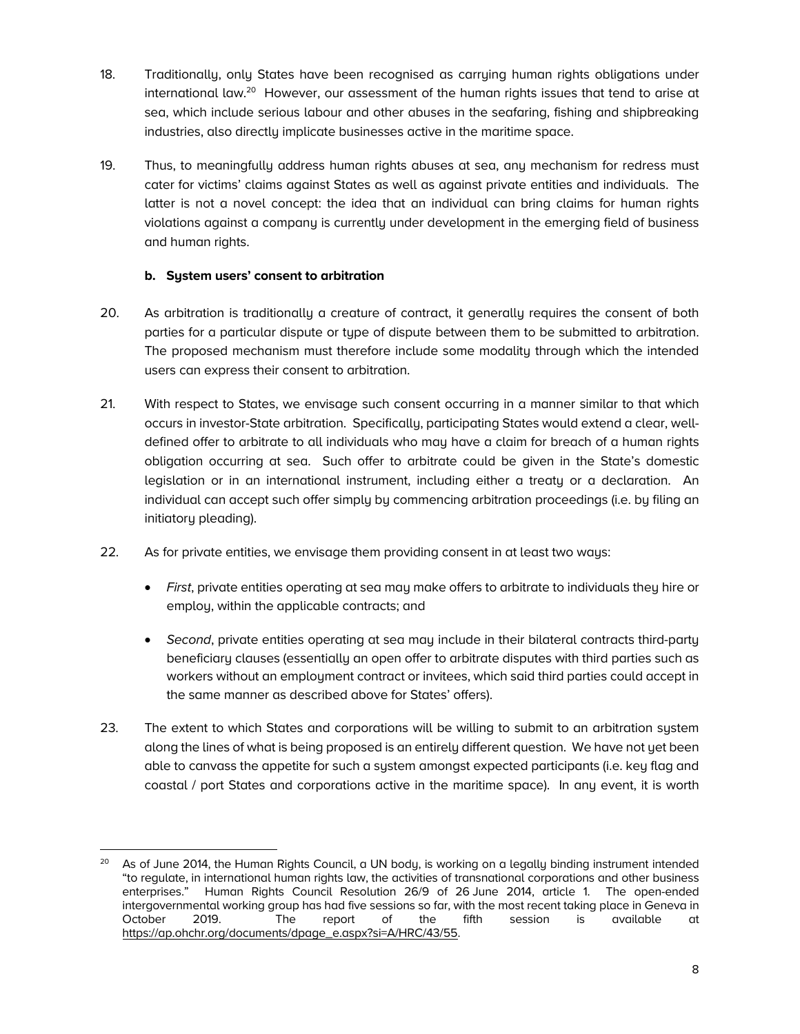18. Traditionally, only States have been recognised as carrying human rights obligations under international law.[20] However, our assessment of the human rights issues that tend to arise at sea, which include serious labour and other abuses in the seafaring, fishing and shipbreaking industries, also directly implicate businesses active in the maritime space.

19. Thus, to meaningfully address human rights abuses at sea, any mechanism for redress must cater for victims' claims against States as well as against private entities and individuals. The latter is not a novel concept: the idea that an individual can bring claims for human rights violations against a company is currently under development in the emerging field of business and human rights.

**b. System users' consent to arbitration**

20. As arbitration is traditionally a creature of contract, it generally requires the consent of both parties for a particular dispute or type of dispute between them to be submitted to arbitration. The proposed mechanism must therefore include some modality through which the intended users can express their consent to arbitration.

21. With respect to States, we envisage such consent occurring in a manner similar to that which occurs in investor-State arbitration. Specifically, participating States would extend a clear, well-defined offer to arbitrate to all individuals who may have a claim for breach of a human rights obligation occurring at sea. Such offer to arbitrate could be given in the State's domestic legislation or in an international instrument, including either a treaty or a declaration. An individual can accept such offer simply by commencing arbitration proceedings (i.e. by filing an initiatory pleading).

22. As for private entities, we envisage them providing consent in at least two ways:

- *First*, private entities operating at sea may make offers to arbitrate to individuals they hire or employ, within the applicable contracts; and
- *Second*, private entities operating at sea may include in their bilateral contracts third-party beneficiary clauses (essentially an open offer to arbitrate disputes with third parties such as workers without an employment contract or invitees, which said third parties could accept in the same manner as described above for States' offers).

23. The extent to which States and corporations will be willing to submit to an arbitration system along the lines of what is being proposed is an entirely different question. We have not yet been able to canvass the appetite for such a system amongst expected participants (i.e. key flag and coastal / port States and corporations active in the maritime space). In any event, it is worth

[20] As of June 2014, the Human Rights Council, a UN body, is working on a legally binding instrument intended "to regulate, in international human rights law, the activities of transnational corporations and other business enterprises." Human Rights Council Resolution 26/9 of 26 June 2014, article 1. The open-ended intergovernmental working group has had five sessions so far, with the most recent taking place in Geneva in October 2019. The report of the fifth session is available at https://ap.ohchr.org/documents/dpage_e.aspx?si=A/HRC/43/55.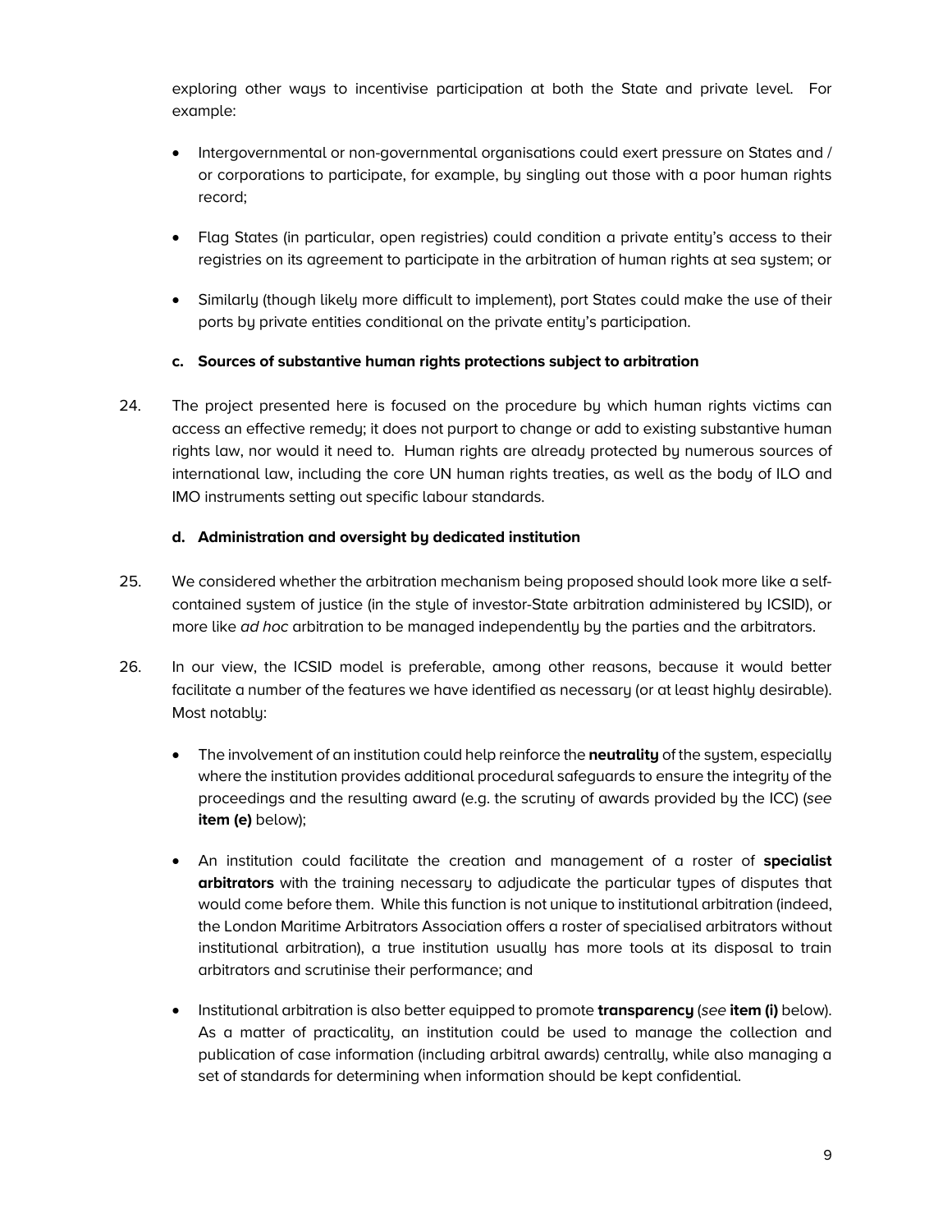exploring other ways to incentivise participation at both the State and private level. For example:

- Intergovernmental or non-governmental organisations could exert pressure on States and / or corporations to participate, for example, by singling out those with a poor human rights record;
- Flag States (in particular, open registries) could condition a private entity's access to their registries on its agreement to participate in the arbitration of human rights at sea system; or
- Similarly (though likely more difficult to implement), port States could make the use of their ports by private entities conditional on the private entity's participation.

#### c. Sources of substantive human rights protections subject to arbitration

24. The project presented here is focused on the procedure by which human rights victims can access an effective remedy; it does not purport to change or add to existing substantive human rights law, nor would it need to. Human rights are already protected by numerous sources of international law, including the core UN human rights treaties, as well as the body of ILO and IMO instruments setting out specific labour standards.

#### d. Administration and oversight by dedicated institution

25. We considered whether the arbitration mechanism being proposed should look more like a self-contained system of justice (in the style of investor-State arbitration administered by ICSID), or more like *ad hoc* arbitration to be managed independently by the parties and the arbitrators.

26. In our view, the ICSID model is preferable, among other reasons, because it would better facilitate a number of the features we have identified as necessary (or at least highly desirable). Most notably:

- The involvement of an institution could help reinforce the **neutrality** of the system, especially where the institution provides additional procedural safeguards to ensure the integrity of the proceedings and the resulting award (e.g. the scrutiny of awards provided by the ICC) (*see* **item (e)** below);
- An institution could facilitate the creation and management of a roster of **specialist arbitrators** with the training necessary to adjudicate the particular types of disputes that would come before them. While this function is not unique to institutional arbitration (indeed, the London Maritime Arbitrators Association offers a roster of specialised arbitrators without institutional arbitration), a true institution usually has more tools at its disposal to train arbitrators and scrutinise their performance; and
- Institutional arbitration is also better equipped to promote **transparency** (*see* **item (i)** below). As a matter of practicality, an institution could be used to manage the collection and publication of case information (including arbitral awards) centrally, while also managing a set of standards for determining when information should be kept confidential.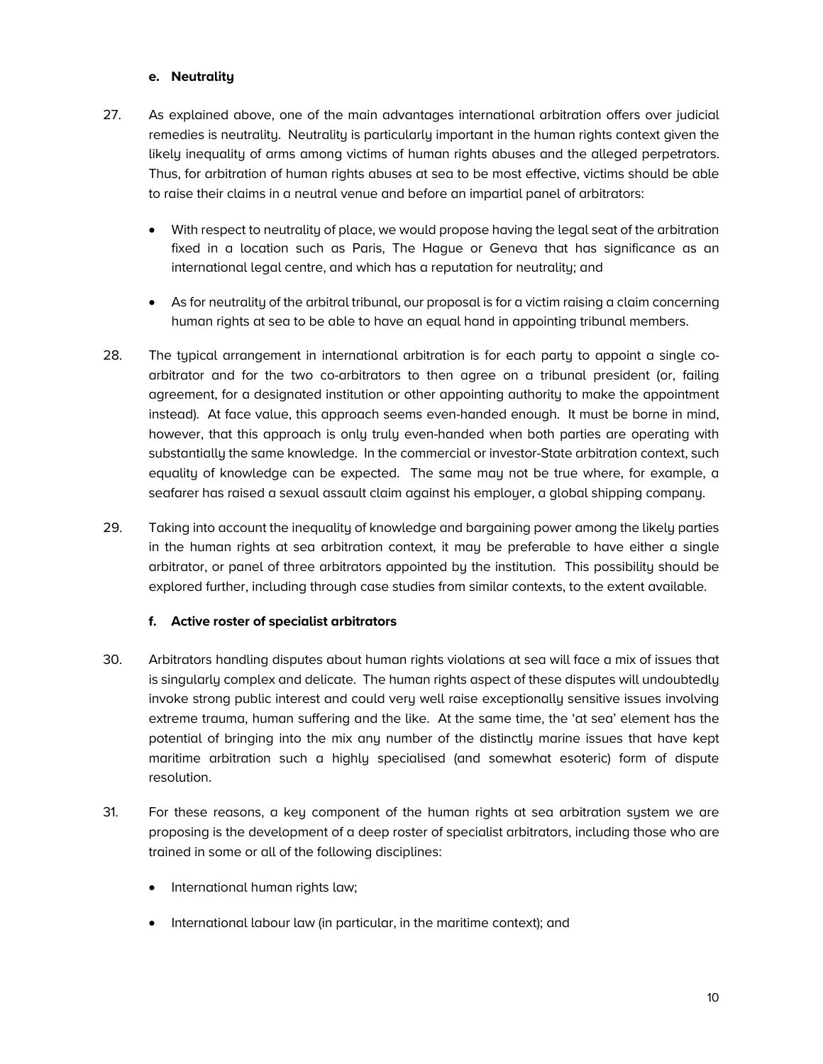### e. Neutrality

27. As explained above, one of the main advantages international arbitration offers over judicial remedies is neutrality. Neutrality is particularly important in the human rights context given the likely inequality of arms among victims of human rights abuses and the alleged perpetrators. Thus, for arbitration of human rights abuses at sea to be most effective, victims should be able to raise their claims in a neutral venue and before an impartial panel of arbitrators:

    - With respect to neutrality of place, we would propose having the legal seat of the arbitration fixed in a location such as Paris, The Hague or Geneva that has significance as an international legal centre, and which has a reputation for neutrality; and

    - As for neutrality of the arbitral tribunal, our proposal is for a victim raising a claim concerning human rights at sea to be able to have an equal hand in appointing tribunal members.

28. The typical arrangement in international arbitration is for each party to appoint a single co-arbitrator and for the two co-arbitrators to then agree on a tribunal president (or, failing agreement, for a designated institution or other appointing authority to make the appointment instead). At face value, this approach seems even-handed enough. It must be borne in mind, however, that this approach is only truly even-handed when both parties are operating with substantially the same knowledge. In the commercial or investor-State arbitration context, such equality of knowledge can be expected. The same may not be true where, for example, a seafarer has raised a sexual assault claim against his employer, a global shipping company.

29. Taking into account the inequality of knowledge and bargaining power among the likely parties in the human rights at sea arbitration context, it may be preferable to have either a single arbitrator, or panel of three arbitrators appointed by the institution. This possibility should be explored further, including through case studies from similar contexts, to the extent available.

### f. Active roster of specialist arbitrators

30. Arbitrators handling disputes about human rights violations at sea will face a mix of issues that is singularly complex and delicate. The human rights aspect of these disputes will undoubtedly invoke strong public interest and could very well raise exceptionally sensitive issues involving extreme trauma, human suffering and the like. At the same time, the 'at sea' element has the potential of bringing into the mix any number of the distinctly marine issues that have kept maritime arbitration such a highly specialised (and somewhat esoteric) form of dispute resolution.

31. For these reasons, a key component of the human rights at sea arbitration system we are proposing is the development of a deep roster of specialist arbitrators, including those who are trained in some or all of the following disciplines:

    - International human rights law;

    - International labour law (in particular, in the maritime context); and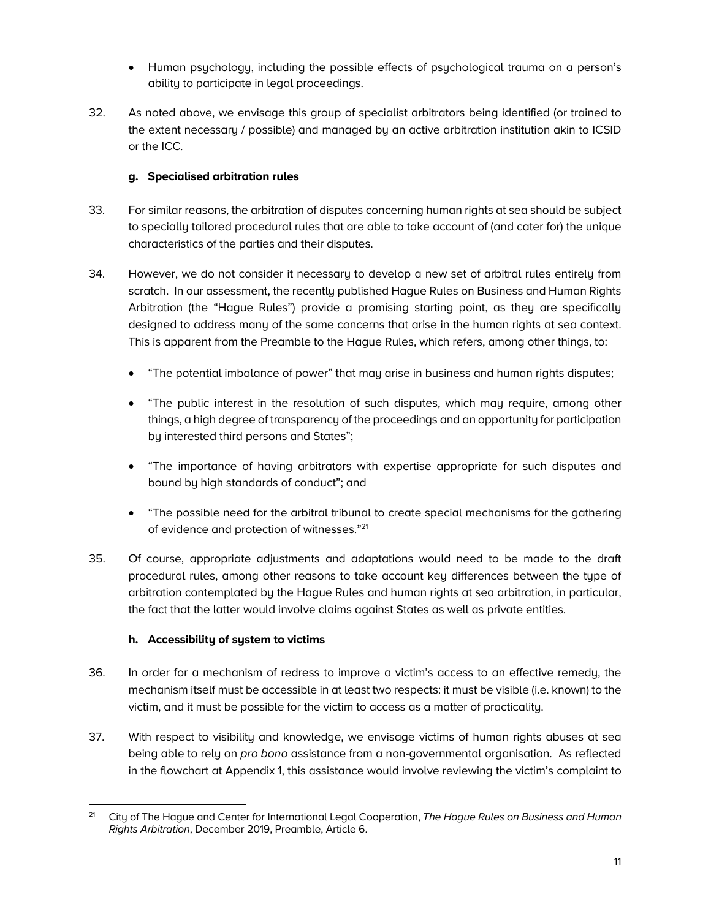- Human psychology, including the possible effects of psychological trauma on a person's ability to participate in legal proceedings.

32. As noted above, we envisage this group of specialist arbitrators being identified (or trained to the extent necessary / possible) and managed by an active arbitration institution akin to ICSID or the ICC.

### g. Specialised arbitration rules

33. For similar reasons, the arbitration of disputes concerning human rights at sea should be subject to specially tailored procedural rules that are able to take account of (and cater for) the unique characteristics of the parties and their disputes.

34. However, we do not consider it necessary to develop a new set of arbitral rules entirely from scratch. In our assessment, the recently published Hague Rules on Business and Human Rights Arbitration (the "Hague Rules") provide a promising starting point, as they are specifically designed to address many of the same concerns that arise in the human rights at sea context. This is apparent from the Preamble to the Hague Rules, which refers, among other things, to:

    - "The potential imbalance of power" that may arise in business and human rights disputes;
    - "The public interest in the resolution of such disputes, which may require, among other things, a high degree of transparency of the proceedings and an opportunity for participation by interested third persons and States";
    - "The importance of having arbitrators with expertise appropriate for such disputes and bound by high standards of conduct"; and
    - "The possible need for the arbitral tribunal to create special mechanisms for the gathering of evidence and protection of witnesses."[21]

35. Of course, appropriate adjustments and adaptations would need to be made to the draft procedural rules, among other reasons to take account key differences between the type of arbitration contemplated by the Hague Rules and human rights at sea arbitration, in particular, the fact that the latter would involve claims against States as well as private entities.

### h. Accessibility of system to victims

36. In order for a mechanism of redress to improve a victim's access to an effective remedy, the mechanism itself must be accessible in at least two respects: it must be visible (i.e. known) to the victim, and it must be possible for the victim to access as a matter of practicality.

37. With respect to visibility and knowledge, we envisage victims of human rights abuses at sea being able to rely on *pro bono* assistance from a non-governmental organisation. As reflected in the flowchart at Appendix 1, this assistance would involve reviewing the victim's complaint to

---

[21] City of The Hague and Center for International Legal Cooperation, *The Hague Rules on Business and Human Rights Arbitration*, December 2019, Preamble, Article 6.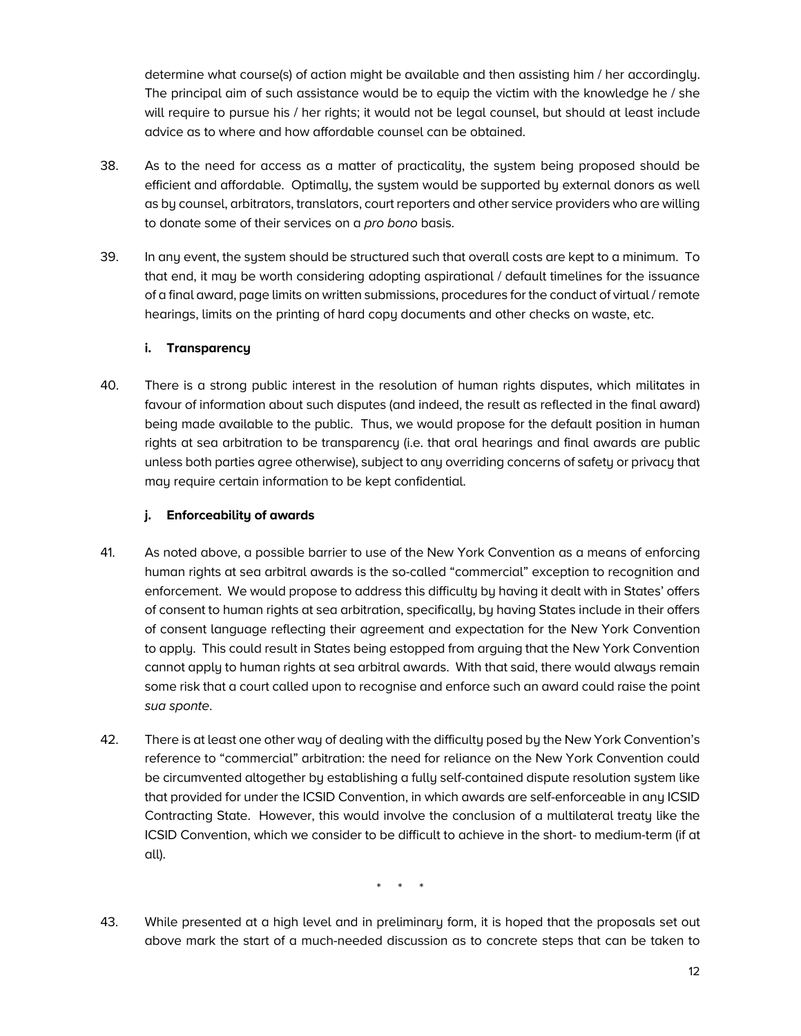determine what course(s) of action might be available and then assisting him / her accordingly. The principal aim of such assistance would be to equip the victim with the knowledge he / she will require to pursue his / her rights; it would not be legal counsel, but should at least include advice as to where and how affordable counsel can be obtained.

38. As to the need for access as a matter of practicality, the system being proposed should be efficient and affordable. Optimally, the system would be supported by external donors as well as by counsel, arbitrators, translators, court reporters and other service providers who are willing to donate some of their services on a *pro bono* basis.

39. In any event, the system should be structured such that overall costs are kept to a minimum. To that end, it may be worth considering adopting aspirational / default timelines for the issuance of a final award, page limits on written submissions, procedures for the conduct of virtual / remote hearings, limits on the printing of hard copy documents and other checks on waste, etc.

### i. Transparency

40. There is a strong public interest in the resolution of human rights disputes, which militates in favour of information about such disputes (and indeed, the result as reflected in the final award) being made available to the public. Thus, we would propose for the default position in human rights at sea arbitration to be transparency (i.e. that oral hearings and final awards are public unless both parties agree otherwise), subject to any overriding concerns of safety or privacy that may require certain information to be kept confidential.

### j. Enforceability of awards

41. As noted above, a possible barrier to use of the New York Convention as a means of enforcing human rights at sea arbitral awards is the so-called "commercial" exception to recognition and enforcement. We would propose to address this difficulty by having it dealt with in States' offers of consent to human rights at sea arbitration, specifically, by having States include in their offers of consent language reflecting their agreement and expectation for the New York Convention to apply. This could result in States being estopped from arguing that the New York Convention cannot apply to human rights at sea arbitral awards. With that said, there would always remain some risk that a court called upon to recognise and enforce such an award could raise the point *sua sponte*.

42. There is at least one other way of dealing with the difficulty posed by the New York Convention's reference to "commercial" arbitration: the need for reliance on the New York Convention could be circumvented altogether by establishing a fully self-contained dispute resolution system like that provided for under the ICSID Convention, in which awards are self-enforceable in any ICSID Contracting State. However, this would involve the conclusion of a multilateral treaty like the ICSID Convention, which we consider to be difficult to achieve in the short- to medium-term (if at all).

\* \* \*

43. While presented at a high level and in preliminary form, it is hoped that the proposals set out above mark the start of a much-needed discussion as to concrete steps that can be taken to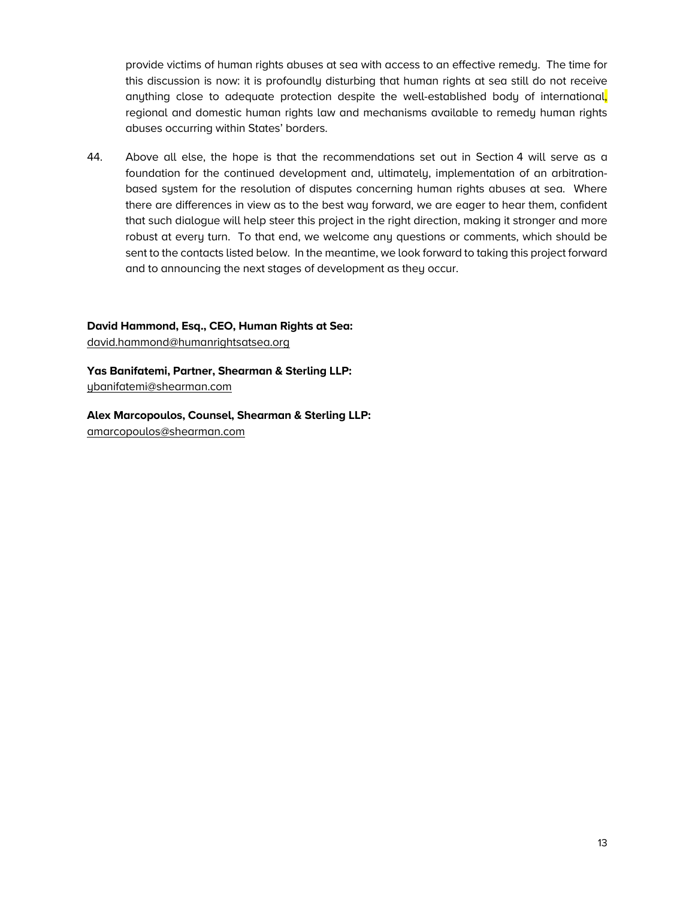provide victims of human rights abuses at sea with access to an effective remedy. The time for this discussion is now: it is profoundly disturbing that human rights at sea still do not receive anything close to adequate protection despite the well-established body of international, regional and domestic human rights law and mechanisms available to remedy human rights abuses occurring within States' borders.

44. Above all else, the hope is that the recommendations set out in Section 4 will serve as a foundation for the continued development and, ultimately, implementation of an arbitration-based system for the resolution of disputes concerning human rights abuses at sea. Where there are differences in view as to the best way forward, we are eager to hear them, confident that such dialogue will help steer this project in the right direction, making it stronger and more robust at every turn. To that end, we welcome any questions or comments, which should be sent to the contacts listed below. In the meantime, we look forward to taking this project forward and to announcing the next stages of development as they occur.

**David Hammond, Esq., CEO, Human Rights at Sea:**
david.hammond@humanrightsatsea.org

**Yas Banifatemi, Partner, Shearman & Sterling LLP:**
ybanifatemi@shearman.com

**Alex Marcopoulos, Counsel, Shearman & Sterling LLP:**
amarcopoulos@shearman.com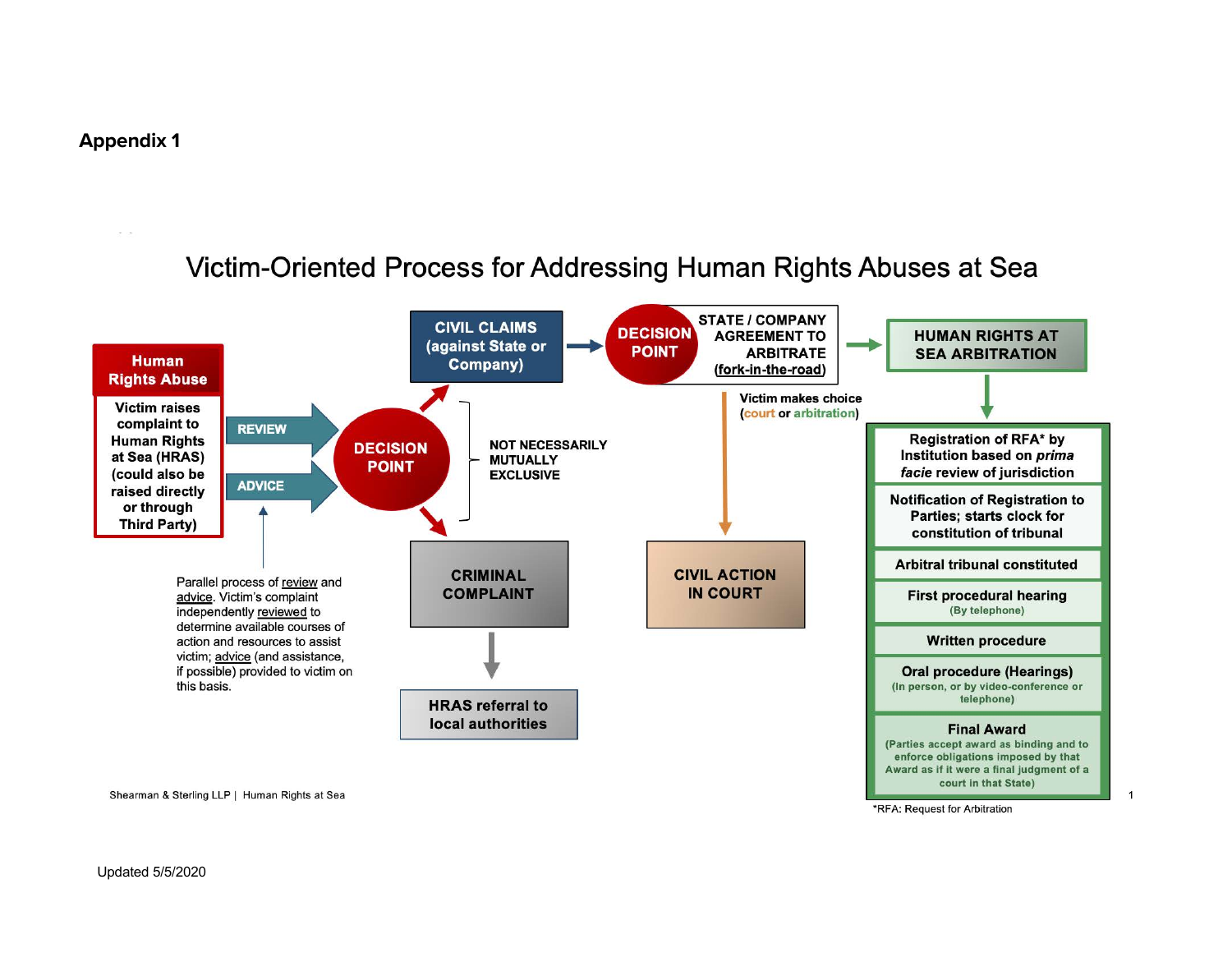**Appendix 1**

Victim-Oriented Process for Addressing Human Rights Abuses at Sea

Human Rights Abuse

Victim raises complaint to Human Rights at Sea (HRAS) (could also be raised directly or through Third Party)

REVIEW

ADVICE

Parallel process of review and advice. Victim's complaint independently reviewed to determine available courses of action and resources to assist victim; advice (and assistance, if possible) provided to victim on this basis.

DECISION POINT

NOT NECESSARILY MUTUALLY EXCLUSIVE

CIVIL CLAIMS (against State or Company)

CRIMINAL COMPLAINT

HRAS referral to local authorities

DECISION POINT

STATE / COMPANY AGREEMENT TO ARBITRATE (fork-in-the-road)

Victim makes choice (court or arbitration)

CIVIL ACTION IN COURT

HUMAN RIGHTS AT SEA ARBITRATION

Registration of RFA* by Institution based on *prima facie* review of jurisdiction

Notification of Registration to Parties; starts clock for constitution of tribunal

Arbitral tribunal constituted

First procedural hearing (By telephone)

Written procedure

Oral procedure (Hearings) (In person, or by video-conference or telephone)

Final Award (Parties accept award as binding and to enforce obligations imposed by that Award as if it were a final judgment of a court in that State)

*RFA: Request for Arbitration

Shearman & Sterling LLP | Human Rights at Sea

Updated 5/5/2020